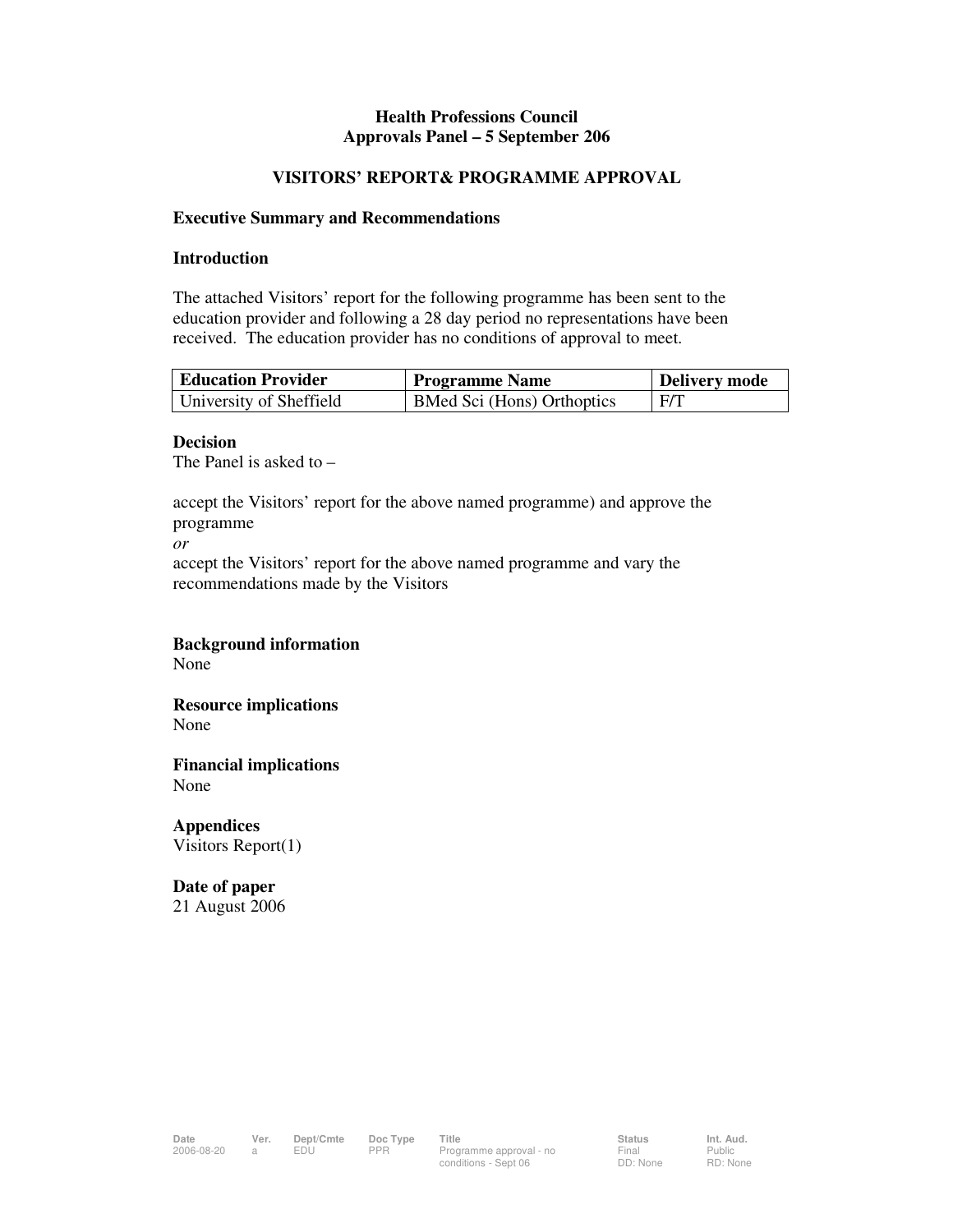# Health Professions Council
## Approvals Panel – 5 September 206

## VISITORS' REPORT& PROGRAMME APPROVAL

### Executive Summary and Recommendations

### Introduction

The attached Visitors' report for the following programme has been sent to the education provider and following a 28 day period no representations have been received. The education provider has no conditions of approval to meet.

| Education Provider | Programme Name | Delivery mode |
|---|---|---|
| University of Sheffield | BMed Sci (Hons) Orthoptics | F/T |

**Decision**
The Panel is asked to –

accept the Visitors' report for the above named programme) and approve the programme
*or*
accept the Visitors' report for the above named programme and vary the recommendations made by the Visitors

**Background information**
None

**Resource implications**
None

**Financial implications**
None

**Appendices**
Visitors Report(1)

**Date of paper**
21 August 2006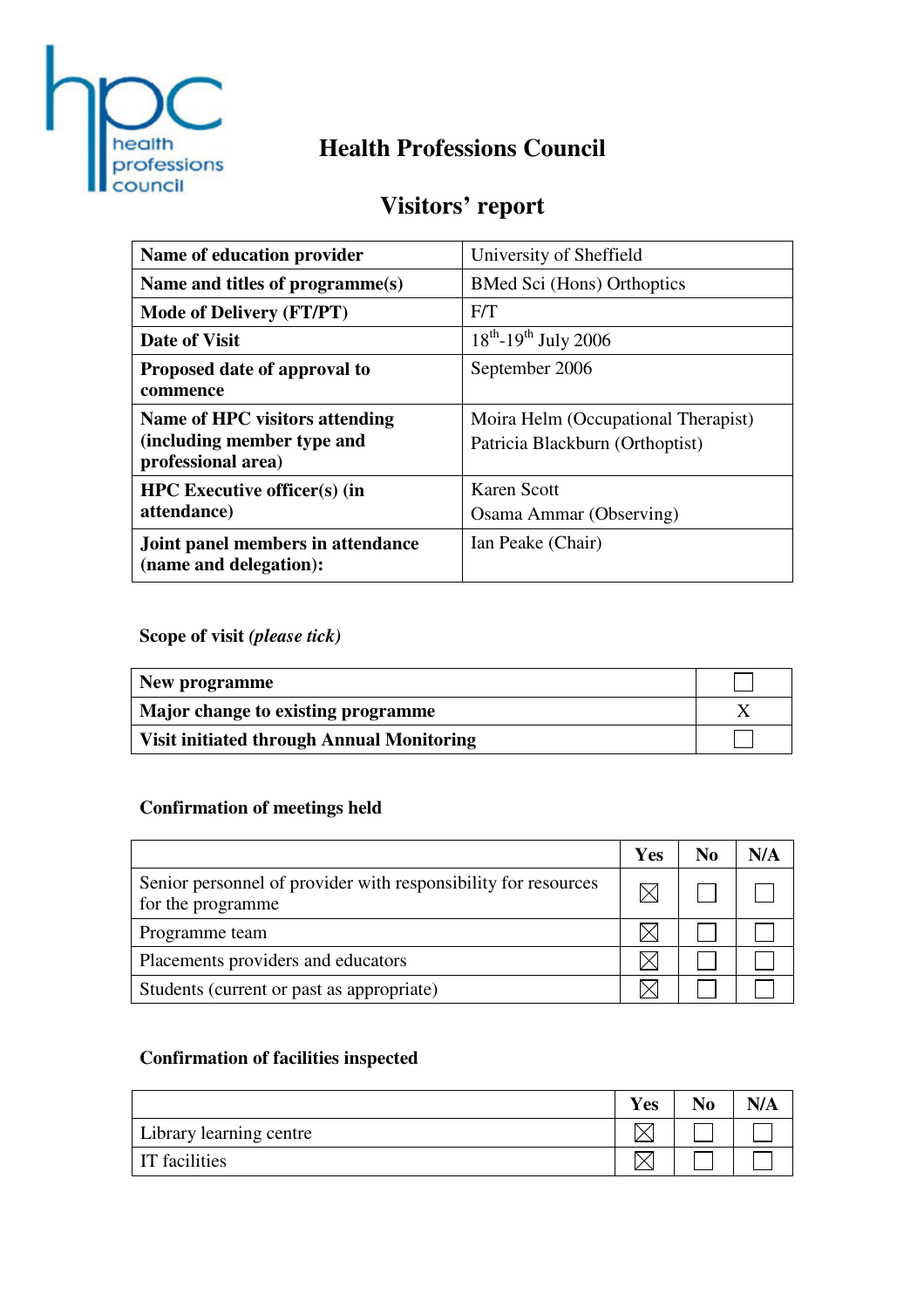# Health Professions Council

## Visitors' report

| | |
|---|---|
| **Name of education provider** | University of Sheffield |
| **Name and titles of programme(s)** | BMed Sci (Hons) Orthoptics |
| **Mode of Delivery (FT/PT)** | F/T |
| **Date of Visit** | 18th-19th July 2006 |
| **Proposed date of approval to commence** | September 2006 |
| **Name of HPC visitors attending (including member type and professional area)** | Moira Helm (Occupational Therapist)<br>Patricia Blackburn (Orthoptist) |
| **HPC Executive officer(s) (in attendance)** | Karen Scott<br>Osama Ammar (Observing) |
| **Joint panel members in attendance (name and delegation):** | Ian Peake (Chair) |

**Scope of visit** ***(please tick)***

| | |
|---|---|
| **New programme** | ☐ |
| **Major change to existing programme** | X |
| **Visit initiated through Annual Monitoring** | ☐ |

**Confirmation of meetings held**

| | Yes | No | N/A |
|---|---|---|---|
| Senior personnel of provider with responsibility for resources for the programme | ☒ | ☐ | ☐ |
| Programme team | ☒ | ☐ | ☐ |
| Placements providers and educators | ☒ | ☐ | ☐ |
| Students (current or past as appropriate) | ☒ | ☐ | ☐ |

**Confirmation of facilities inspected**

| | Yes | No | N/A |
|---|---|---|---|
| Library learning centre | ☒ | ☐ | ☐ |
| IT facilities | ☒ | ☐ | ☐ |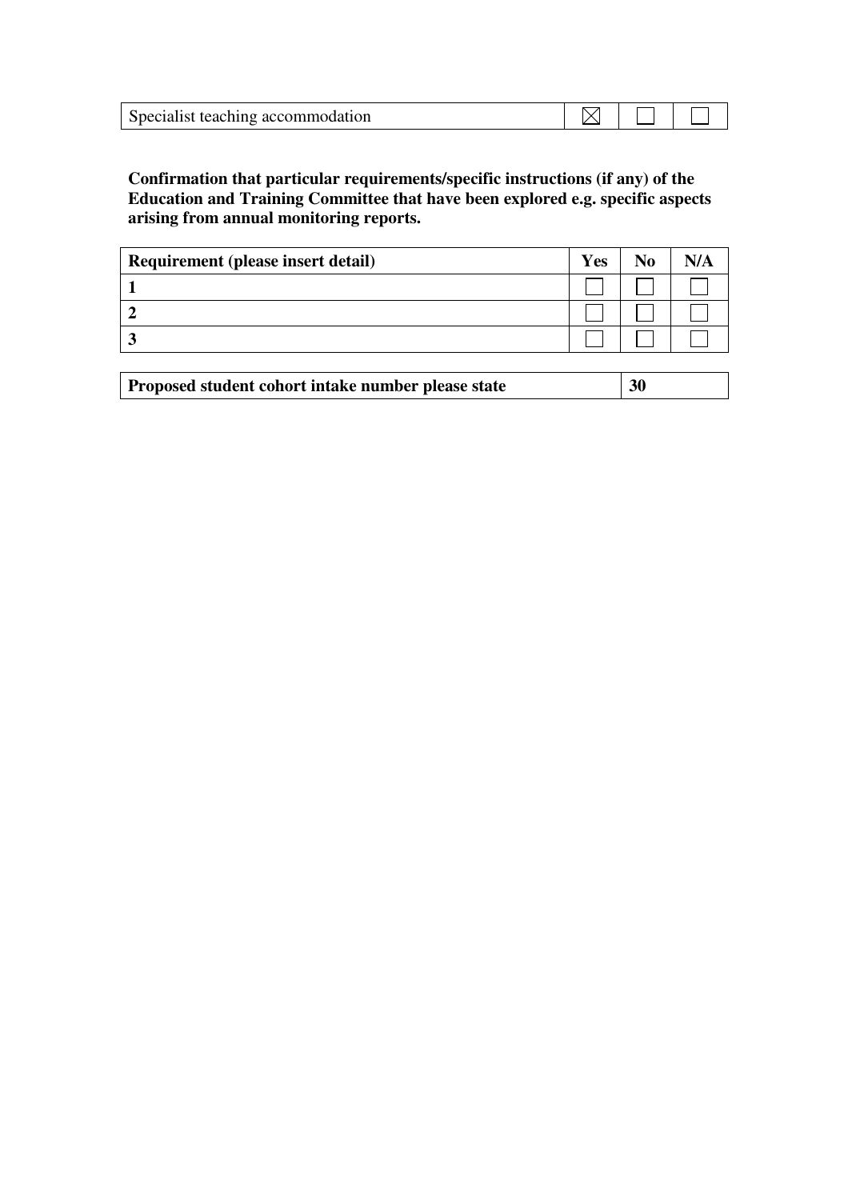| Specialist teaching accommodation | ☒ | ☐ | ☐ |
|---|---|---|---|

**Confirmation that particular requirements/specific instructions (if any) of the Education and Training Committee that have been explored e.g. specific aspects arising from annual monitoring reports.**

| Requirement (please insert detail) | Yes | No | N/A |
|---|---|---|---|
| 1 | ☐ | ☐ | ☐ |
| 2 | ☐ | ☐ | ☐ |
| 3 | ☐ | ☐ | ☐ |

| Proposed student cohort intake number please state | 30 |
|---|---|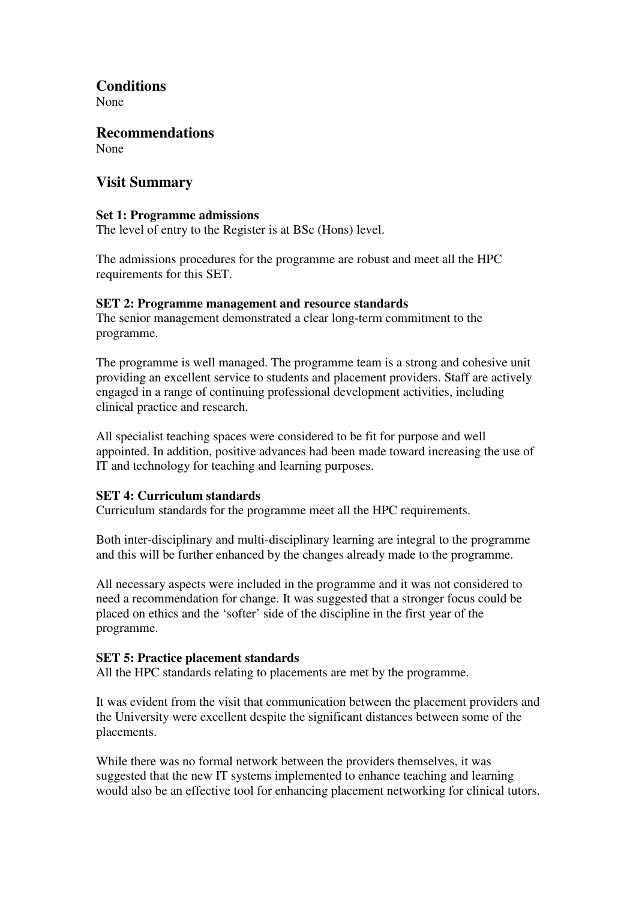## Conditions

None

## Recommendations

None

## Visit Summary

**Set 1: Programme admissions**

The level of entry to the Register is at BSc (Hons) level.

The admissions procedures for the programme are robust and meet all the HPC requirements for this SET.

**SET 2: Programme management and resource standards**

The senior management demonstrated a clear long-term commitment to the programme.

The programme is well managed. The programme team is a strong and cohesive unit providing an excellent service to students and placement providers. Staff are actively engaged in a range of continuing professional development activities, including clinical practice and research.

All specialist teaching spaces were considered to be fit for purpose and well appointed. In addition, positive advances had been made toward increasing the use of IT and technology for teaching and learning purposes.

**SET 4: Curriculum standards**

Curriculum standards for the programme meet all the HPC requirements.

Both inter-disciplinary and multi-disciplinary learning are integral to the programme and this will be further enhanced by the changes already made to the programme.

All necessary aspects were included in the programme and it was not considered to need a recommendation for change. It was suggested that a stronger focus could be placed on ethics and the 'softer' side of the discipline in the first year of the programme.

**SET 5: Practice placement standards**

All the HPC standards relating to placements are met by the programme.

It was evident from the visit that communication between the placement providers and the University were excellent despite the significant distances between some of the placements.

While there was no formal network between the providers themselves, it was suggested that the new IT systems implemented to enhance teaching and learning would also be an effective tool for enhancing placement networking for clinical tutors.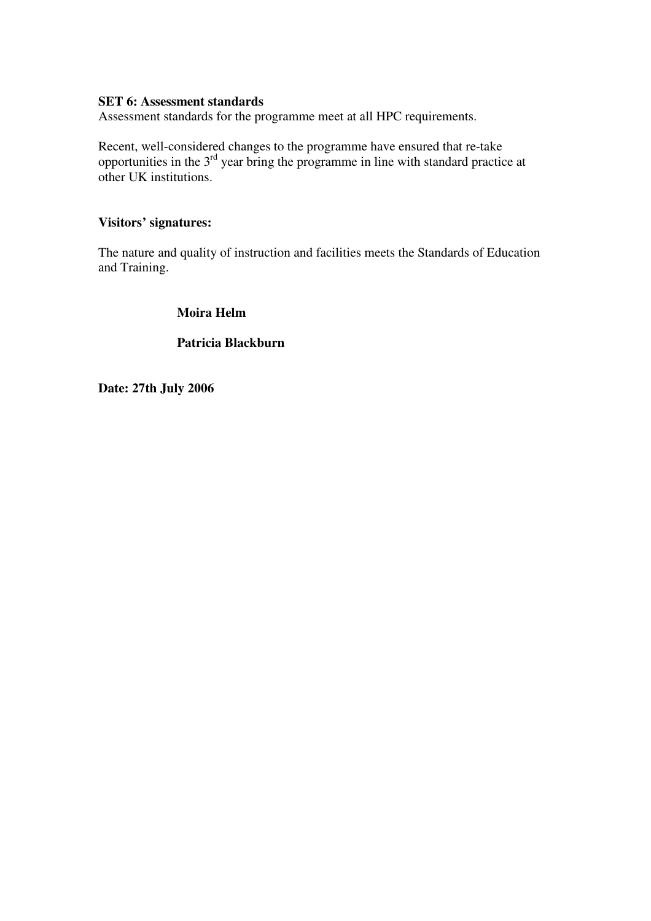**SET 6: Assessment standards**
Assessment standards for the programme meet at all HPC requirements.

Recent, well-considered changes to the programme have ensured that re-take opportunities in the 3rd year bring the programme in line with standard practice at other UK institutions.

**Visitors' signatures:**

The nature and quality of instruction and facilities meets the Standards of Education and Training.

**Moira Helm**

**Patricia Blackburn**

**Date: 27th July 2006**